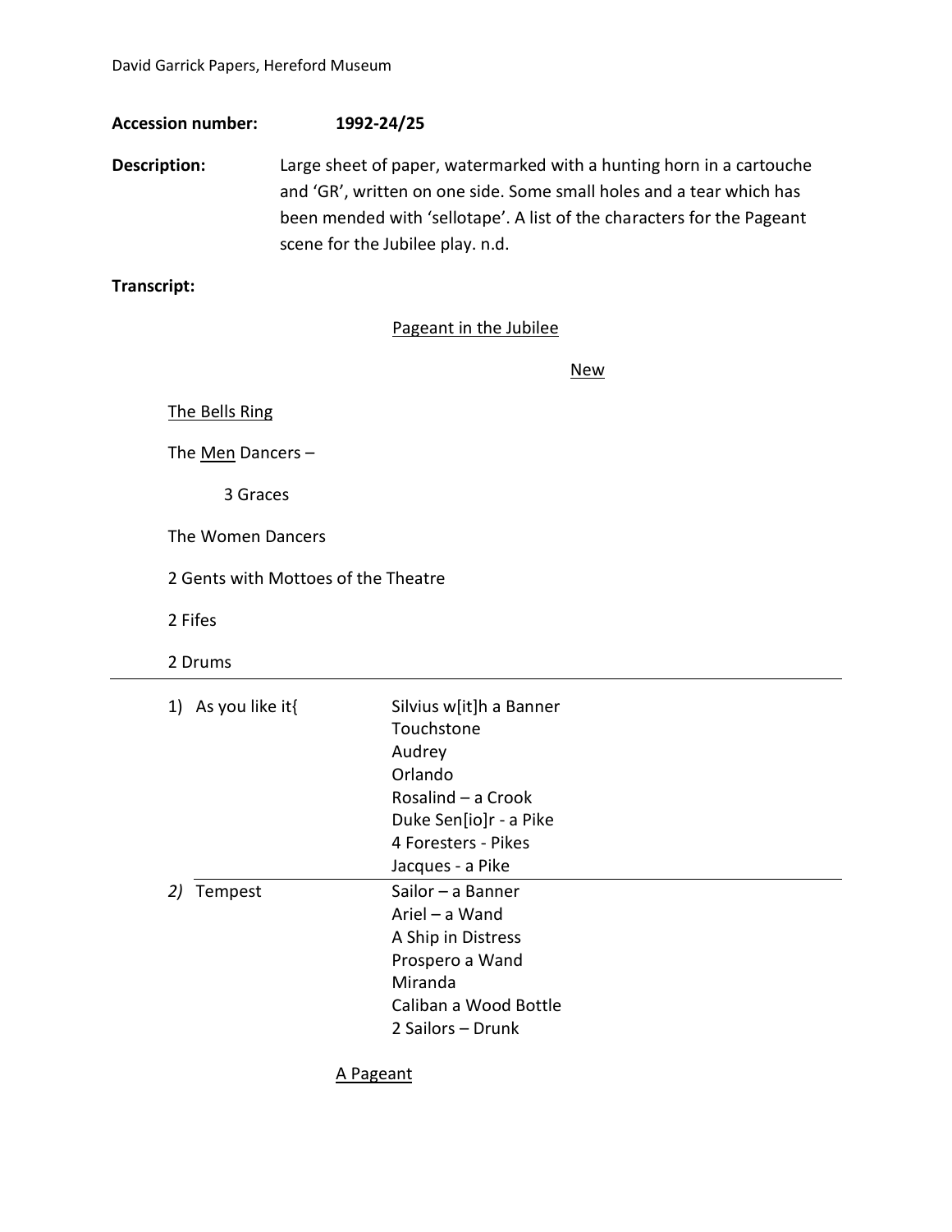David Garrick Papers, Hereford Museum

**Accession number:** **1992-24/25**

**Description:** Large sheet of paper, watermarked with a hunting horn in a cartouche and 'GR', written on one side. Some small holes and a tear which has been mended with 'sellotape'. A list of the characters for the Pageant scene for the Jubilee play. n.d.

**Transcript:**

<u>Pageant in the Jubilee</u>

<u>New</u>

<u>The Bells Ring</u>

The <u>Men</u> Dancers –

3 Graces

The Women Dancers

2 Gents with Mottoes of the Theatre

2 Fifes

2 Drums

---

| | |
|---|---|
| 1) As you like it{ | Silvius w[it]h a Banner |
| | Touchstone |
| | Audrey |
| | Orlando |
| | Rosalind – a Crook |
| | Duke Sen[io]r - a Pike |
| | 4 Foresters - Pikes |
| | Jacques - a Pike |
| *2)* Tempest | Sailor – a Banner |
| | Ariel – a Wand |
| | A Ship in Distress |
| | Prospero a Wand |
| | Miranda |
| | Caliban a Wood Bottle |
| | 2 Sailors – Drunk |

<u>A Pageant</u>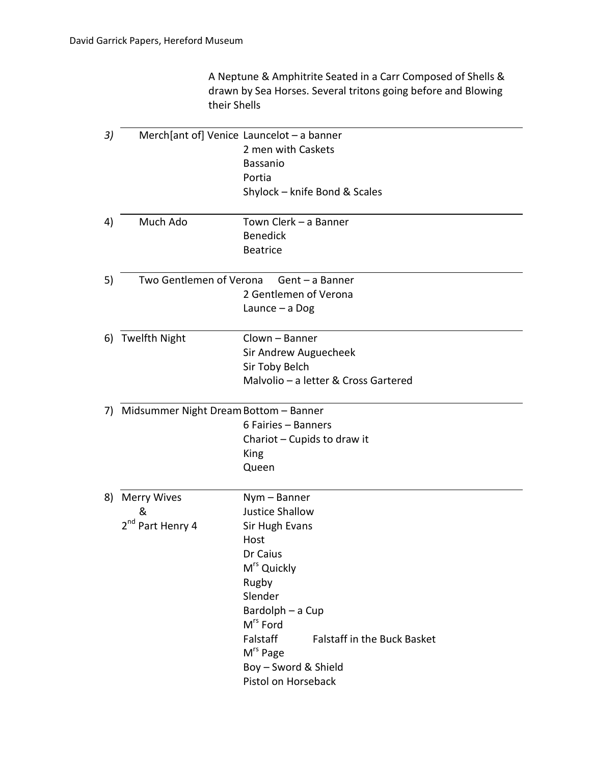A Neptune & Amphitrite Seated in a Carr Composed of Shells & drawn by Sea Horses. Several tritons going before and Blowing their Shells

| No. | Play | Characters |
|---|---|---|
| *3)* | Merch[ant of] Venice | Launcelot – a banner |
| | | 2 men with Caskets |
| | | Bassanio |
| | | Portia |
| | | Shylock – knife Bond & Scales |
| 4) | Much Ado | Town Clerk – a Banner |
| | | Benedick |
| | | Beatrice |
| 5) | Two Gentlemen of Verona | Gent – a Banner |
| | | 2 Gentlemen of Verona |
| | | Launce – a Dog |
| 6) | Twelfth Night | Clown – Banner |
| | | Sir Andrew Auguecheek |
| | | Sir Toby Belch |
| | | Malvolio – a letter & Cross Gartered |
| 7) | Midsummer Night Dream | Bottom – Banner |
| | | 6 Fairies – Banners |
| | | Chariot – Cupids to draw it |
| | | King |
| | | Queen |
| 8) | Merry Wives & 2nd Part Henry 4 | Nym – Banner |
| | | Justice Shallow |
| | | Sir Hugh Evans |
| | | Host |
| | | Dr Caius |
| | | Mrs Quickly |
| | | Rugby |
| | | Slender |
| | | Bardolph – a Cup |
| | | Mrs Ford |
| | | Falstaff &nbsp;&nbsp;&nbsp; Falstaff in the Buck Basket |
| | | Mrs Page |
| | | Boy – Sword & Shield |
| | | Pistol on Horseback |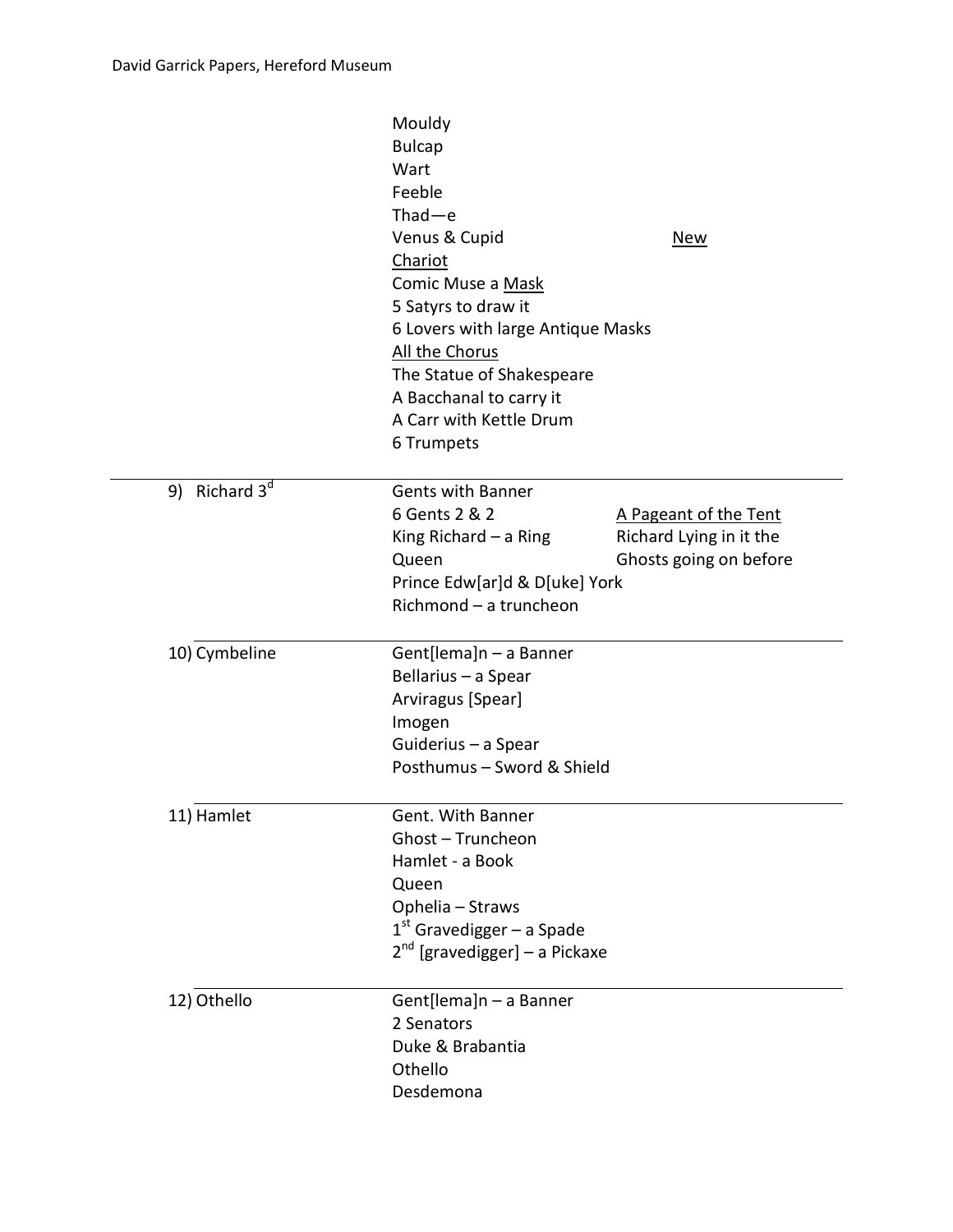| | | |
|---|---|---|
| | Mouldy | |
| | Bulcap | |
| | Wart | |
| | Feeble | |
| | Thad—e | |
| | Venus & Cupid | New |
| | Chariot | |
| | Comic Muse a Mask | |
| | 5 Satyrs to draw it | |
| | 6 Lovers with large Antique Masks | |
| | All the Chorus | |
| | The Statue of Shakespeare | |
| | A Bacchanal to carry it | |
| | A Carr with Kettle Drum | |
| | 6 Trumpets | |
| 9) Richard 3d | Gents with Banner | |
| | 6 Gents 2 & 2 | A Pageant of the Tent |
| | King Richard – a Ring | Richard Lying in it the |
| | Queen | Ghosts going on before |
| | Prince Edw[ar]d & D[uke] York | |
| | Richmond – a truncheon | |
| 10) Cymbeline | Gent[lema]n – a Banner | |
| | Bellarius – a Spear | |
| | Arviragus [Spear] | |
| | Imogen | |
| | Guiderius – a Spear | |
| | Posthumus – Sword & Shield | |
| 11) Hamlet | Gent. With Banner | |
| | Ghost – Truncheon | |
| | Hamlet - a Book | |
| | Queen | |
| | Ophelia – Straws | |
| | 1st Gravedigger – a Spade | |
| | 2nd [gravedigger] – a Pickaxe | |
| 12) Othello | Gent[lema]n – a Banner | |
| | 2 Senators | |
| | Duke & Brabantia | |
| | Othello | |
| | Desdemona | |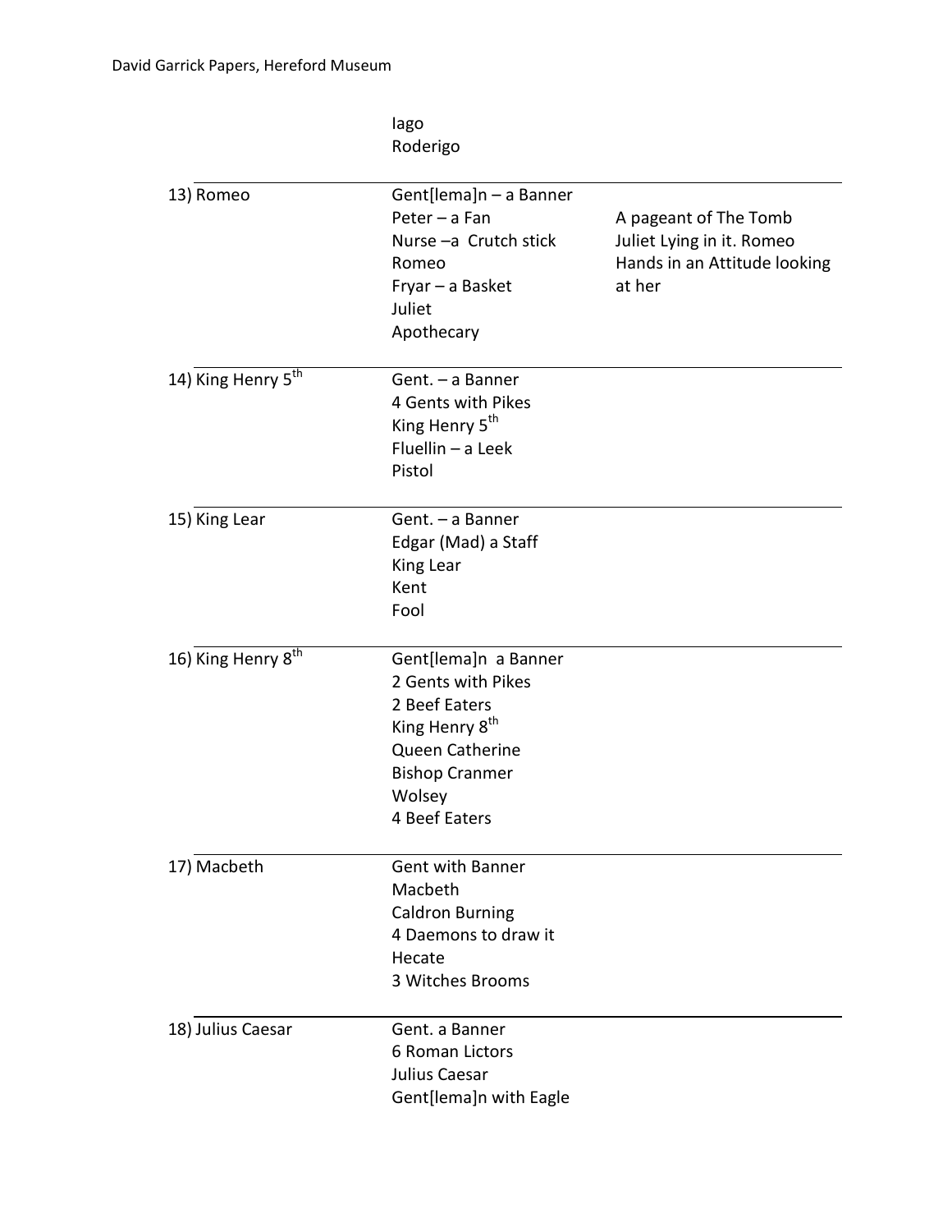| | | |
|---|---|---|
| | Iago<br>Roderigo | |
| 13) Romeo | Gent[lema]n – a Banner<br>Peter – a Fan<br>Nurse –a Crutch stick<br>Romeo<br>Fryar – a Basket<br>Juliet<br>Apothecary | A pageant of The Tomb Juliet Lying in it. Romeo Hands in an Attitude looking at her |
| 14) King Henry 5th | Gent. – a Banner<br>4 Gents with Pikes<br>King Henry 5th<br>Fluellin – a Leek<br>Pistol | |
| 15) King Lear | Gent. – a Banner<br>Edgar (Mad) a Staff<br>King Lear<br>Kent<br>Fool | |
| 16) King Henry 8th | Gent[lema]n a Banner<br>2 Gents with Pikes<br>2 Beef Eaters<br>King Henry 8th<br>Queen Catherine<br>Bishop Cranmer<br>Wolsey<br>4 Beef Eaters | |
| 17) Macbeth | Gent with Banner<br>Macbeth<br>Caldron Burning<br>4 Daemons to draw it<br>Hecate<br>3 Witches Brooms | |
| 18) Julius Caesar | Gent. a Banner<br>6 Roman Lictors<br>Julius Caesar<br>Gent[lema]n with Eagle | |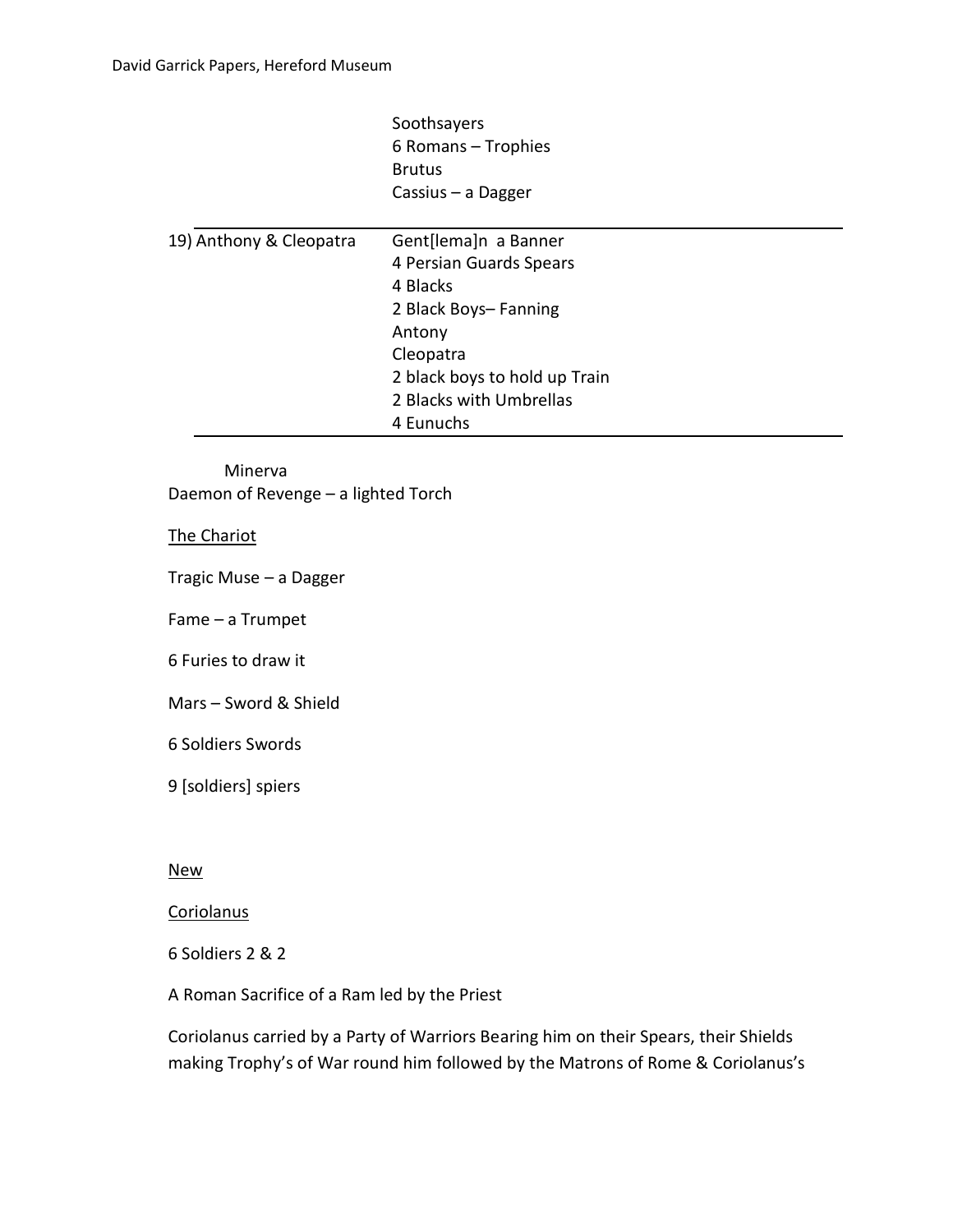| | Soothsayers<br>6 Romans – Trophies<br>Brutus<br>Cassius – a Dagger |
|---|---|
| 19) Anthony & Cleopatra | Gent[lema]n a Banner<br>4 Persian Guards Spears<br>4 Blacks<br>2 Black Boys– Fanning<br>Antony<br>Cleopatra<br>2 black boys to hold up Train<br>2 Blacks with Umbrellas<br>4 Eunuchs |

Minerva

Daemon of Revenge – a lighted Torch

<u>The Chariot</u>

Tragic Muse – a Dagger

Fame – a Trumpet

6 Furies to draw it

Mars – Sword & Shield

6 Soldiers Swords

9 [soldiers] spiers

<u>New</u>

<u>Coriolanus</u>

6 Soldiers 2 & 2

A Roman Sacrifice of a Ram led by the Priest

Coriolanus carried by a Party of Warriors Bearing him on their Spears, their Shields making Trophy's of War round him followed by the Matrons of Rome & Coriolanus's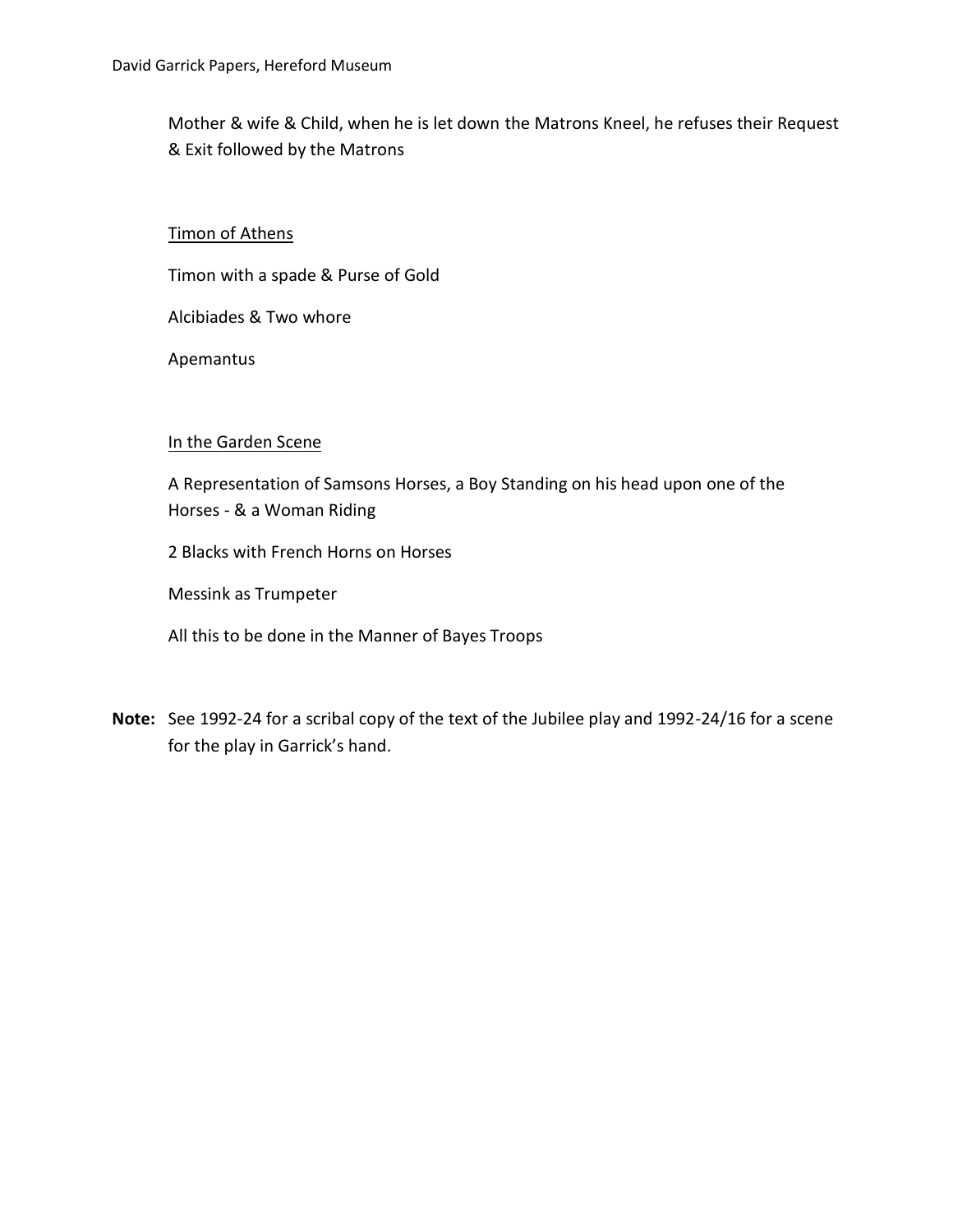Mother & wife & Child, when he is let down the Matrons Kneel, he refuses their Request & Exit followed by the Matrons

<u>Timon of Athens</u>

Timon with a spade & Purse of Gold

Alcibiades & Two whore

Apemantus

<u>In the Garden Scene</u>

A Representation of Samsons Horses, a Boy Standing on his head upon one of the Horses - & a Woman Riding

2 Blacks with French Horns on Horses

Messink as Trumpeter

All this to be done in the Manner of Bayes Troops

**Note:** See 1992-24 for a scribal copy of the text of the Jubilee play and 1992-24/16 for a scene for the play in Garrick's hand.